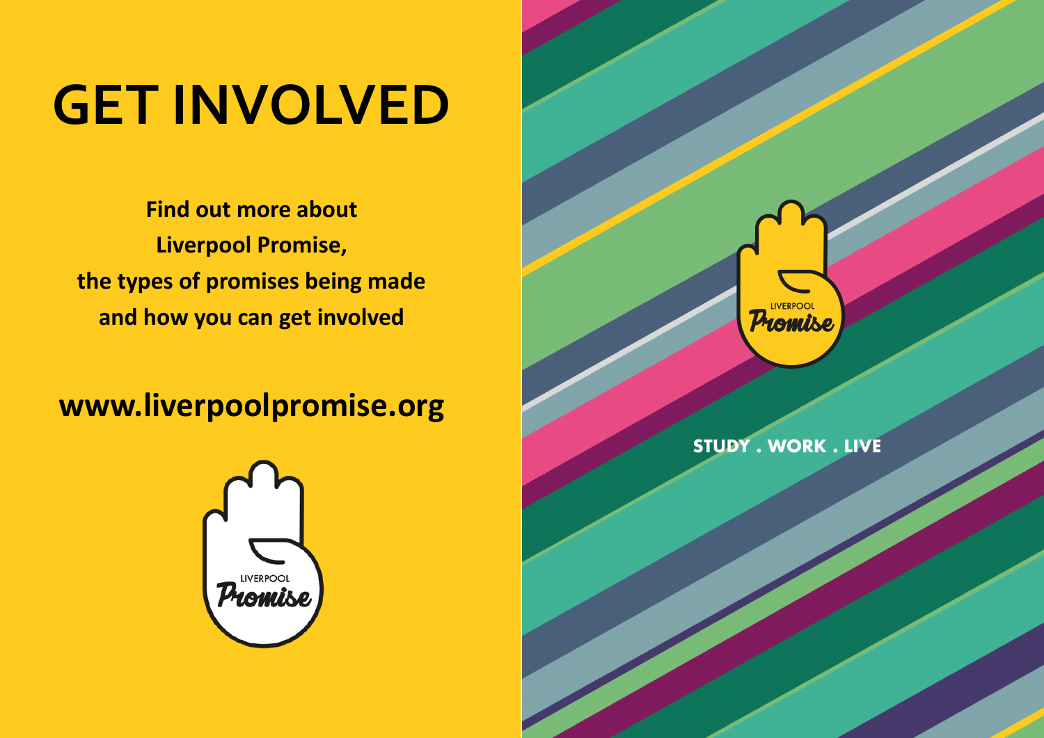# GET INVOLVED

**Find out more about Liverpool Promise, the types of promises being made and how you can get involved**

## www.liverpoolpromise.org

LIVERPOOL Promise

LIVERPOOL Promise

STUDY . WORK . LIVE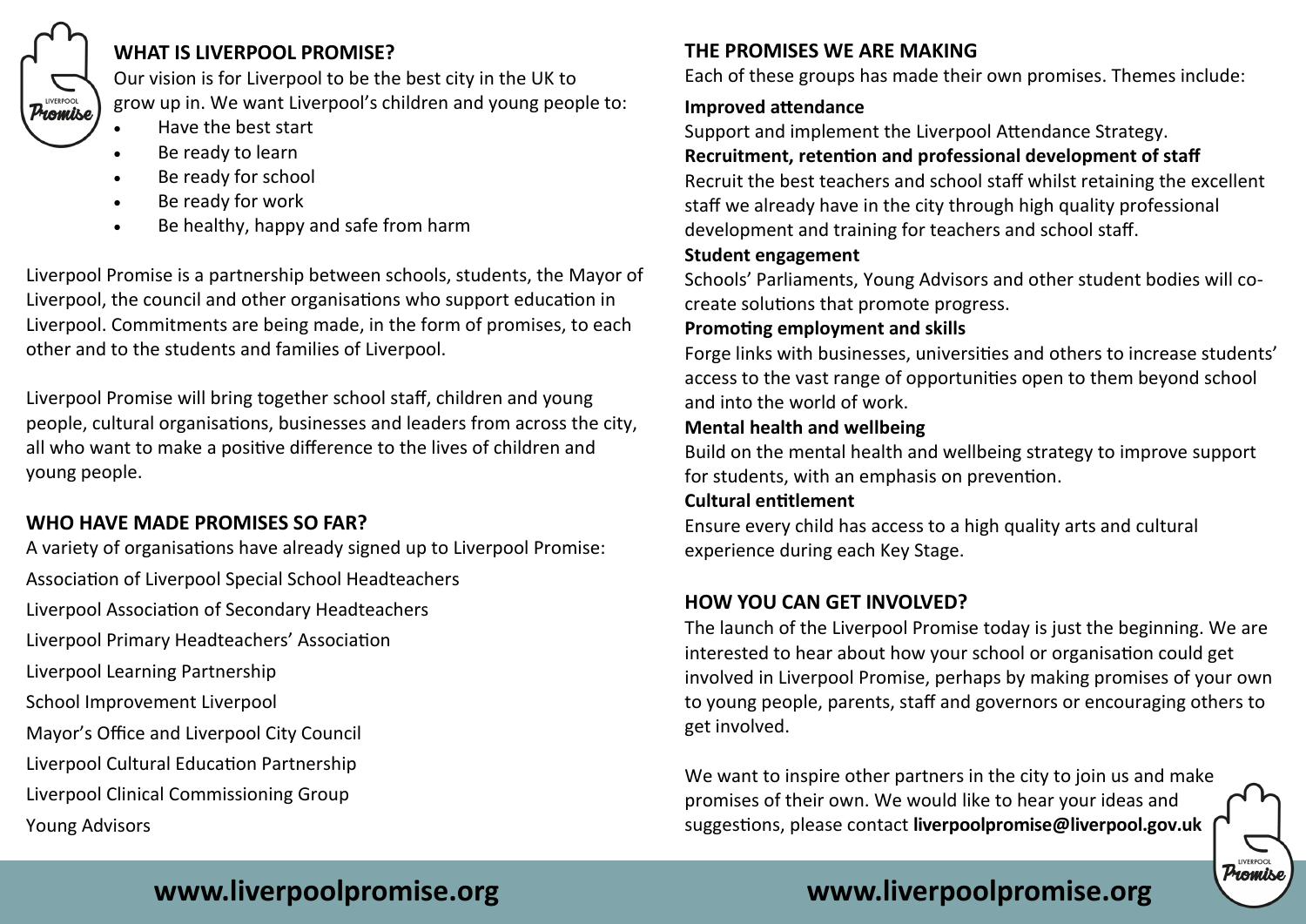## WHAT IS LIVERPOOL PROMISE?

Our vision is for Liverpool to be the best city in the UK to grow up in. We want Liverpool's children and young people to:

- Have the best start
- Be ready to learn
- Be ready for school
- Be ready for work
- Be healthy, happy and safe from harm

Liverpool Promise is a partnership between schools, students, the Mayor of Liverpool, the council and other organisations who support education in Liverpool. Commitments are being made, in the form of promises, to each other and to the students and families of Liverpool.

Liverpool Promise will bring together school staff, children and young people, cultural organisations, businesses and leaders from across the city, all who want to make a positive difference to the lives of children and young people.

## WHO HAVE MADE PROMISES SO FAR?

A variety of organisations have already signed up to Liverpool Promise:

Association of Liverpool Special School Headteachers

Liverpool Association of Secondary Headteachers

Liverpool Primary Headteachers' Association

Liverpool Learning Partnership

School Improvement Liverpool

Mayor's Office and Liverpool City Council

Liverpool Cultural Education Partnership

Liverpool Clinical Commissioning Group

Young Advisors

**www.liverpoolpromise.org**

## THE PROMISES WE ARE MAKING

Each of these groups has made their own promises. Themes include:

**Improved attendance**

Support and implement the Liverpool Attendance Strategy.

**Recruitment, retention and professional development of staff**

Recruit the best teachers and school staff whilst retaining the excellent staff we already have in the city through high quality professional development and training for teachers and school staff.

**Student engagement**

Schools' Parliaments, Young Advisors and other student bodies will co-create solutions that promote progress.

**Promoting employment and skills**

Forge links with businesses, universities and others to increase students' access to the vast range of opportunities open to them beyond school and into the world of work.

**Mental health and wellbeing**

Build on the mental health and wellbeing strategy to improve support for students, with an emphasis on prevention.

**Cultural entitlement**

Ensure every child has access to a high quality arts and cultural experience during each Key Stage.

## HOW YOU CAN GET INVOLVED?

The launch of the Liverpool Promise today is just the beginning. We are interested to hear about how your school or organisation could get involved in Liverpool Promise, perhaps by making promises of your own to young people, parents, staff and governors or encouraging others to get involved.

We want to inspire other partners in the city to join us and make promises of their own. We would like to hear your ideas and suggestions, please contact **liverpoolpromise@liverpool.gov.uk**

**www.liverpoolpromise.org**